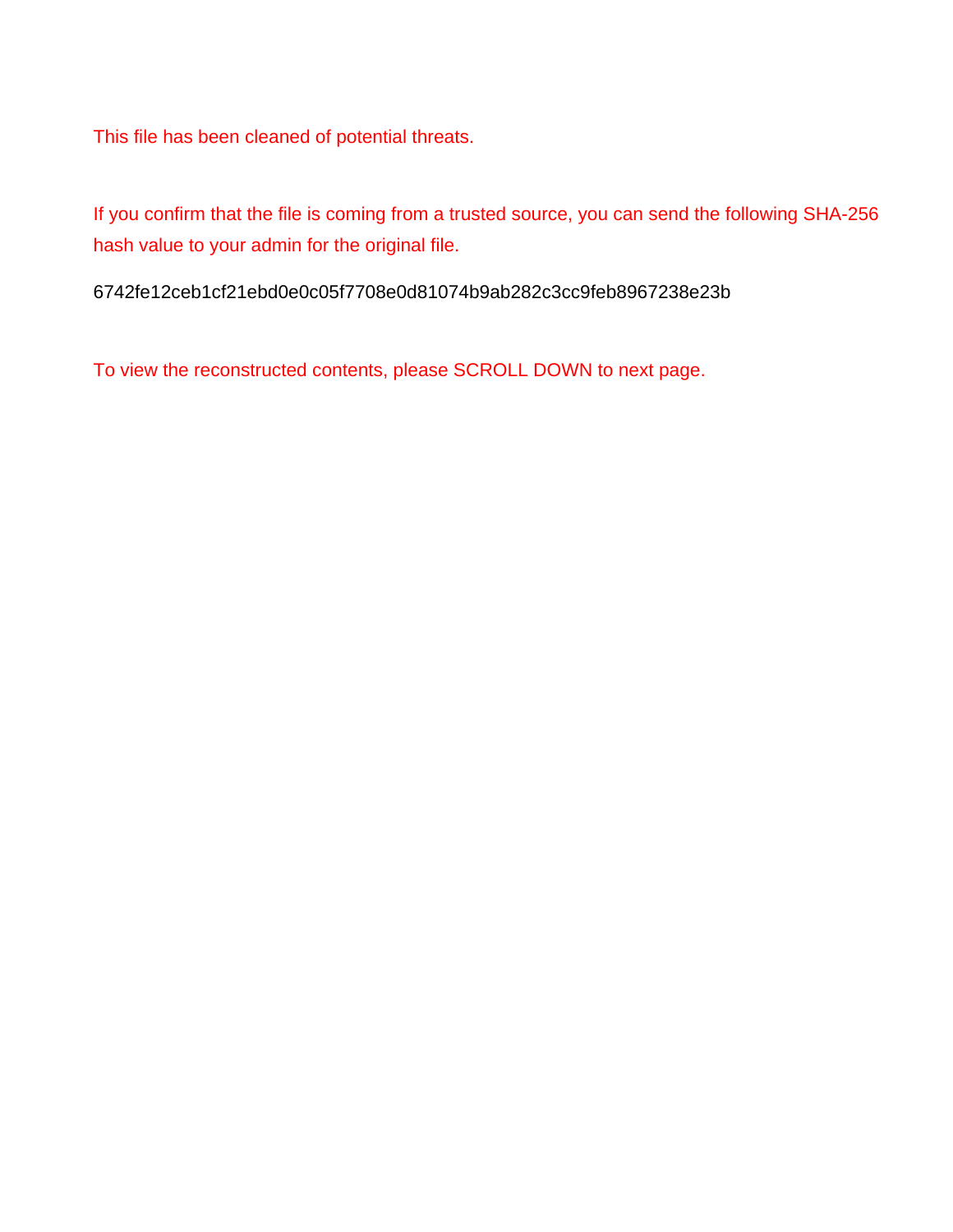This file has been cleaned of potential threats.

If you confirm that the file is coming from a trusted source, you can send the following SHA-256 hash value to your admin for the original file.

6742fe12ceb1cf21ebd0e0c05f7708e0d81074b9ab282c3cc9feb8967238e23b

To view the reconstructed contents, please SCROLL DOWN to next page.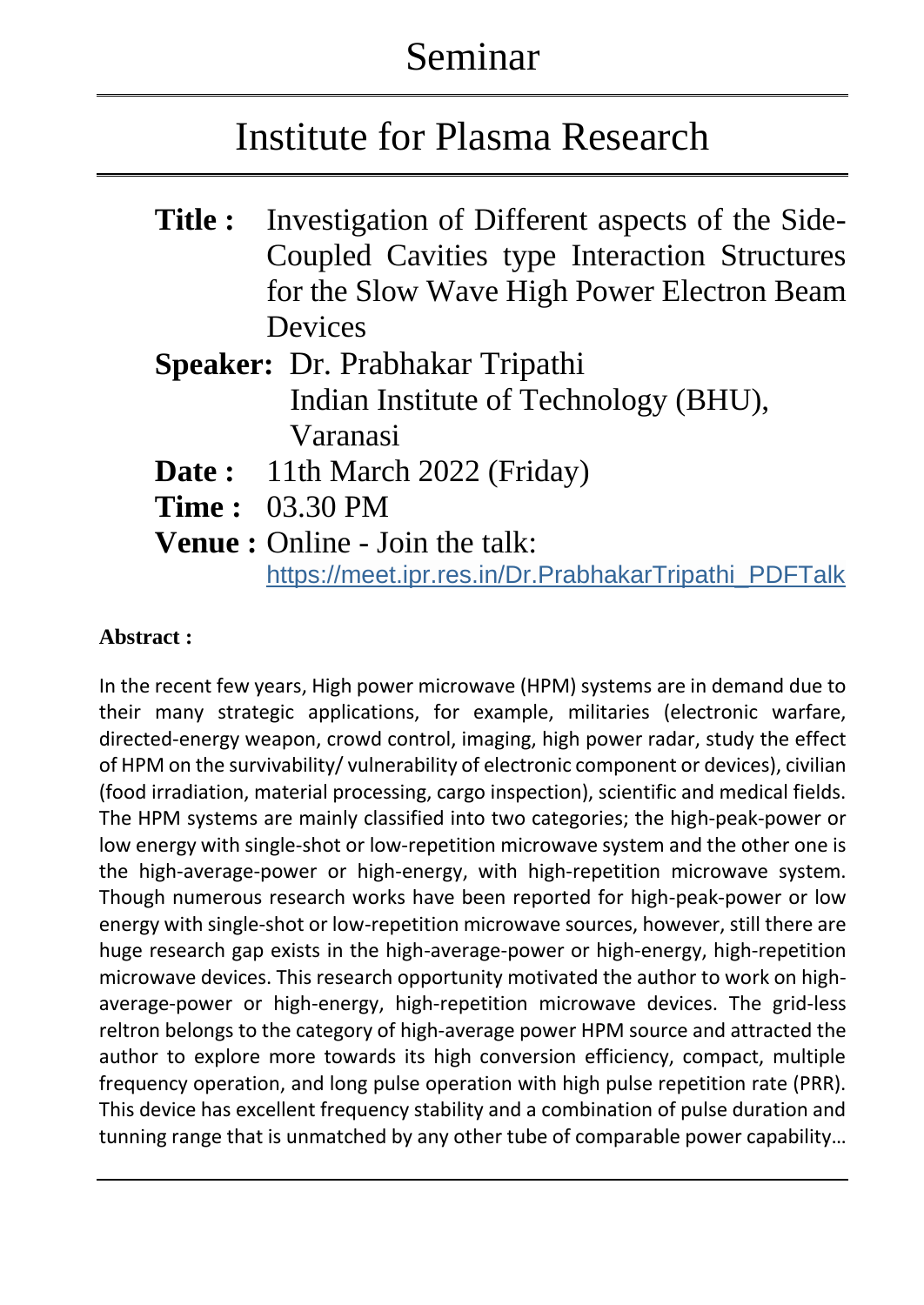# Seminar

## Institute for Plasma Research

**Title :** Investigation of Different aspects of the Side-Coupled Cavities type Interaction Structures for the Slow Wave High Power Electron Beam Devices

**Speaker:** Dr. Prabhakar Tripathi
Indian Institute of Technology (BHU), Varanasi

**Date :** 11th March 2022 (Friday)

**Time :** 03.30 PM

**Venue :** Online - Join the talk:
https://meet.ipr.res.in/Dr.PrabhakarTripathi_PDFTalk

**Abstract :**

In the recent few years, High power microwave (HPM) systems are in demand due to their many strategic applications, for example, militaries (electronic warfare, directed-energy weapon, crowd control, imaging, high power radar, study the effect of HPM on the survivability/ vulnerability of electronic component or devices), civilian (food irradiation, material processing, cargo inspection), scientific and medical fields. The HPM systems are mainly classified into two categories; the high-peak-power or low energy with single-shot or low-repetition microwave system and the other one is the high-average-power or high-energy, with high-repetition microwave system. Though numerous research works have been reported for high-peak-power or low energy with single-shot or low-repetition microwave sources, however, still there are huge research gap exists in the high-average-power or high-energy, high-repetition microwave devices. This research opportunity motivated the author to work on high-average-power or high-energy, high-repetition microwave devices. The grid-less reltron belongs to the category of high-average power HPM source and attracted the author to explore more towards its high conversion efficiency, compact, multiple frequency operation, and long pulse operation with high pulse repetition rate (PRR). This device has excellent frequency stability and a combination of pulse duration and tunning range that is unmatched by any other tube of comparable power capability…